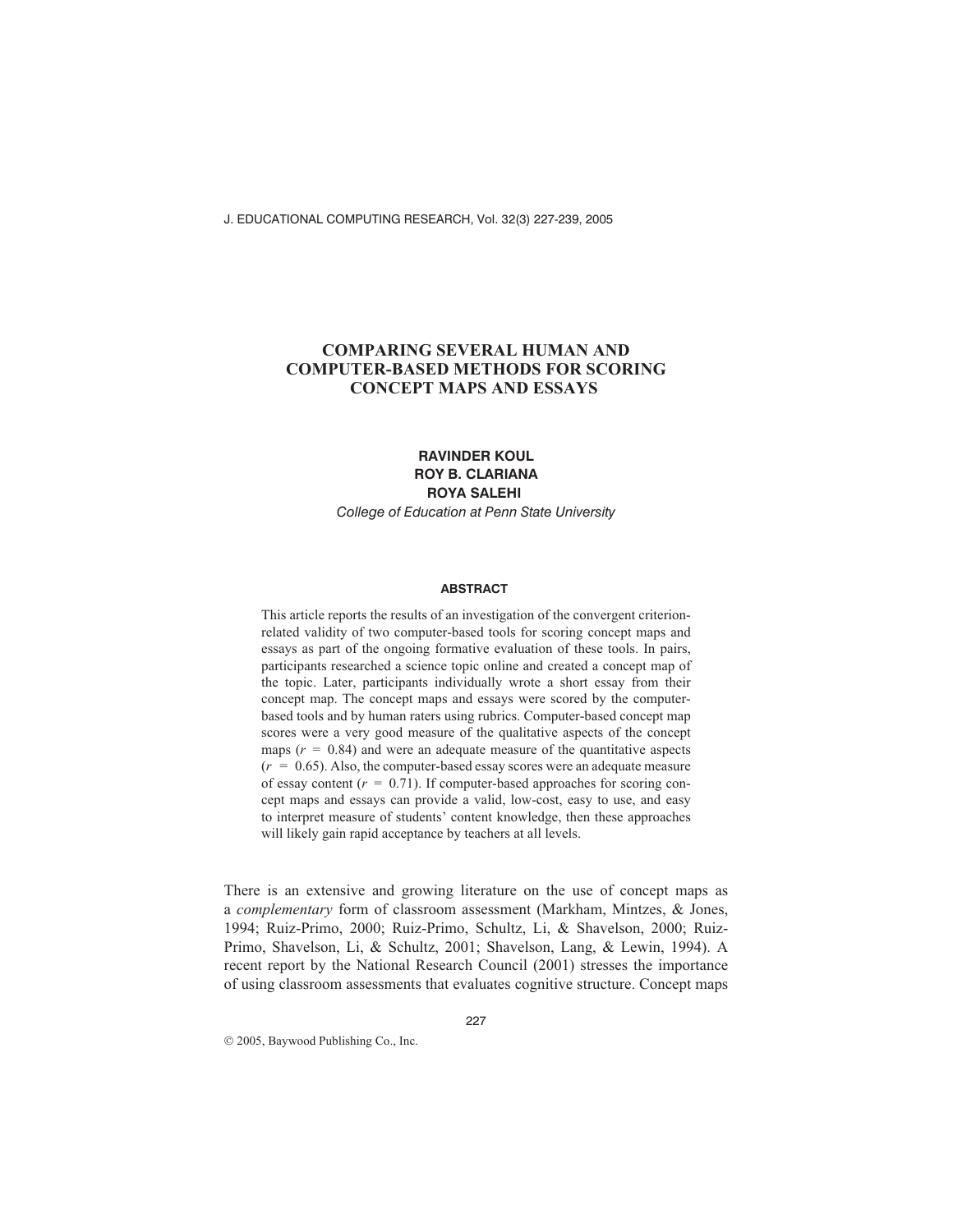# COMPARING SEVERAL HUMAN AND COMPUTER-BASED METHODS FOR SCORING CONCEPT MAPS AND ESSAYS

**RAVINDER KOUL**
**ROY B. CLARIANA**
**ROYA SALEHI**

*College of Education at Penn State University*

## ABSTRACT

This article reports the results of an investigation of the convergent criterion-related validity of two computer-based tools for scoring concept maps and essays as part of the ongoing formative evaluation of these tools. In pairs, participants researched a science topic online and created a concept map of the topic. Later, participants individually wrote a short essay from their concept map. The concept maps and essays were scored by the computer-based tools and by human raters using rubrics. Computer-based concept map scores were a very good measure of the qualitative aspects of the concept maps ($r = 0.84$) and were an adequate measure of the quantitative aspects ($r = 0.65$). Also, the computer-based essay scores were an adequate measure of essay content ($r = 0.71$). If computer-based approaches for scoring concept maps and essays can provide a valid, low-cost, easy to use, and easy to interpret measure of students' content knowledge, then these approaches will likely gain rapid acceptance by teachers at all levels.

There is an extensive and growing literature on the use of concept maps as a *complementary* form of classroom assessment (Markham, Mintzes, & Jones, 1994; Ruiz-Primo, 2000; Ruiz-Primo, Schultz, Li, & Shavelson, 2000; Ruiz-Primo, Shavelson, Li, & Schultz, 2001; Shavelson, Lang, & Lewin, 1994). A recent report by the National Research Council (2001) stresses the importance of using classroom assessments that evaluates cognitive structure. Concept maps

© 2005, Baywood Publishing Co., Inc.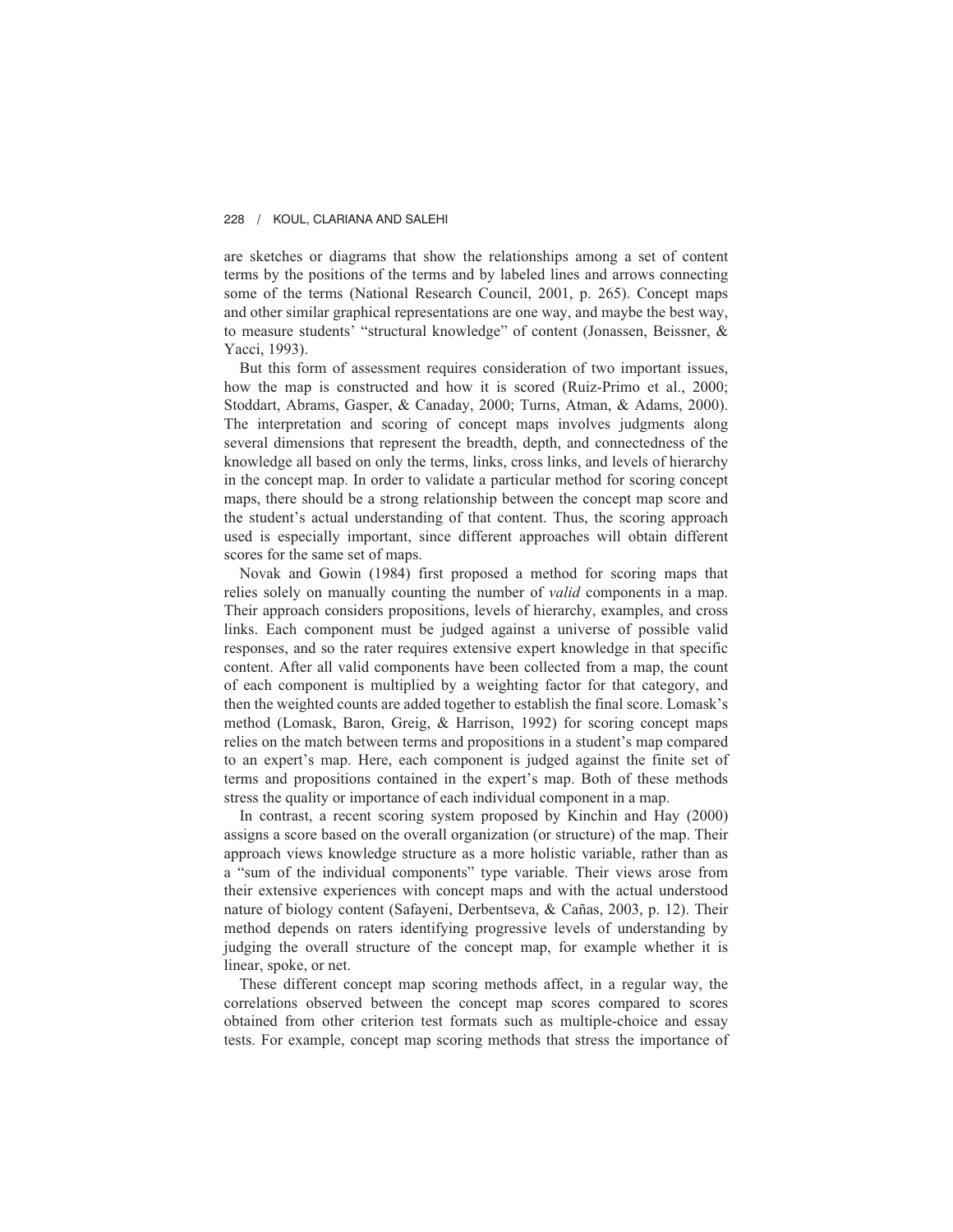are sketches or diagrams that show the relationships among a set of content terms by the positions of the terms and by labeled lines and arrows connecting some of the terms (National Research Council, 2001, p. 265). Concept maps and other similar graphical representations are one way, and maybe the best way, to measure students' "structural knowledge" of content (Jonassen, Beissner, & Yacci, 1993).

But this form of assessment requires consideration of two important issues, how the map is constructed and how it is scored (Ruiz-Primo et al., 2000; Stoddart, Abrams, Gasper, & Canaday, 2000; Turns, Atman, & Adams, 2000). The interpretation and scoring of concept maps involves judgments along several dimensions that represent the breadth, depth, and connectedness of the knowledge all based on only the terms, links, cross links, and levels of hierarchy in the concept map. In order to validate a particular method for scoring concept maps, there should be a strong relationship between the concept map score and the student's actual understanding of that content. Thus, the scoring approach used is especially important, since different approaches will obtain different scores for the same set of maps.

Novak and Gowin (1984) first proposed a method for scoring maps that relies solely on manually counting the number of *valid* components in a map. Their approach considers propositions, levels of hierarchy, examples, and cross links. Each component must be judged against a universe of possible valid responses, and so the rater requires extensive expert knowledge in that specific content. After all valid components have been collected from a map, the count of each component is multiplied by a weighting factor for that category, and then the weighted counts are added together to establish the final score. Lomask's method (Lomask, Baron, Greig, & Harrison, 1992) for scoring concept maps relies on the match between terms and propositions in a student's map compared to an expert's map. Here, each component is judged against the finite set of terms and propositions contained in the expert's map. Both of these methods stress the quality or importance of each individual component in a map.

In contrast, a recent scoring system proposed by Kinchin and Hay (2000) assigns a score based on the overall organization (or structure) of the map. Their approach views knowledge structure as a more holistic variable, rather than as a "sum of the individual components" type variable. Their views arose from their extensive experiences with concept maps and with the actual understood nature of biology content (Safayeni, Derbentseva, & Cañas, 2003, p. 12). Their method depends on raters identifying progressive levels of understanding by judging the overall structure of the concept map, for example whether it is linear, spoke, or net.

These different concept map scoring methods affect, in a regular way, the correlations observed between the concept map scores compared to scores obtained from other criterion test formats such as multiple-choice and essay tests. For example, concept map scoring methods that stress the importance of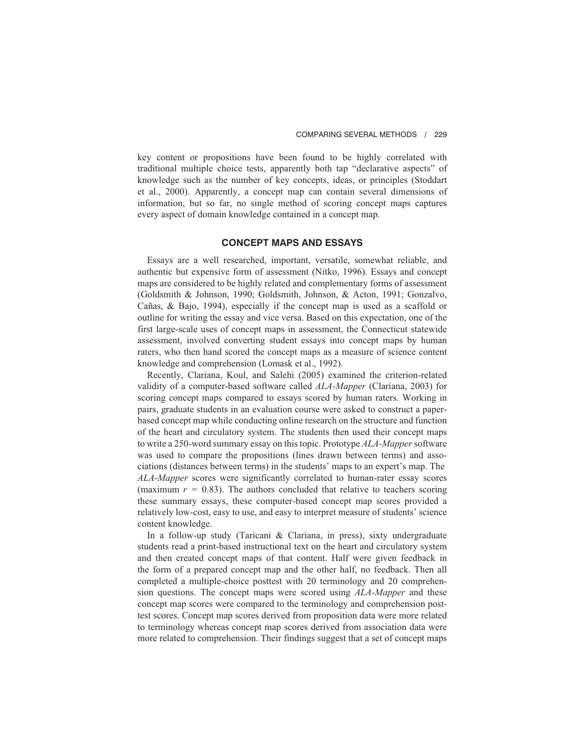key content or propositions have been found to be highly correlated with traditional multiple choice tests, apparently both tap "declarative aspects" of knowledge such as the number of key concepts, ideas, or principles (Stoddart et al., 2000). Apparently, a concept map can contain several dimensions of information, but so far, no single method of scoring concept maps captures every aspect of domain knowledge contained in a concept map.

## CONCEPT MAPS AND ESSAYS

Essays are a well researched, important, versatile, somewhat reliable, and authentic but expensive form of assessment (Nitko, 1996). Essays and concept maps are considered to be highly related and complementary forms of assessment (Goldsmith & Johnson, 1990; Goldsmith, Johnson, & Acton, 1991; Gonzalvo, Cañas, & Bajo, 1994), especially if the concept map is used as a scaffold or outline for writing the essay and vice versa. Based on this expectation, one of the first large-scale uses of concept maps in assessment, the Connecticut statewide assessment, involved converting student essays into concept maps by human raters, who then hand scored the concept maps as a measure of science content knowledge and comprehension (Lomask et al., 1992).

Recently, Clariana, Koul, and Salehi (2005) examined the criterion-related validity of a computer-based software called *ALA-Mapper* (Clariana, 2003) for scoring concept maps compared to essays scored by human raters. Working in pairs, graduate students in an evaluation course were asked to construct a paper-based concept map while conducting online research on the structure and function of the heart and circulatory system. The students then used their concept maps to write a 250-word summary essay on this topic. Prototype *ALA-Mapper* software was used to compare the propositions (lines drawn between terms) and associations (distances between terms) in the students' maps to an expert's map. The *ALA-Mapper* scores were significantly correlated to human-rater essay scores (maximum $r = 0.83$). The authors concluded that relative to teachers scoring these summary essays, these computer-based concept map scores provided a relatively low-cost, easy to use, and easy to interpret measure of students' science content knowledge.

In a follow-up study (Taricani & Clariana, in press), sixty undergraduate students read a print-based instructional text on the heart and circulatory system and then created concept maps of that content. Half were given feedback in the form of a prepared concept map and the other half, no feedback. Then all completed a multiple-choice posttest with 20 terminology and 20 comprehension questions. The concept maps were scored using *ALA-Mapper* and these concept map scores were compared to the terminology and comprehension posttest scores. Concept map scores derived from proposition data were more related to terminology whereas concept map scores derived from association data were more related to comprehension. Their findings suggest that a set of concept maps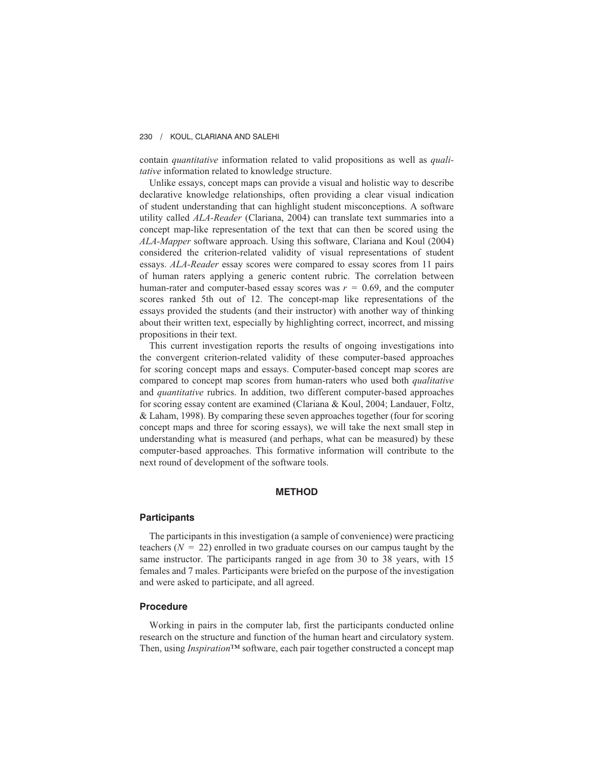contain *quantitative* information related to valid propositions as well as *qualitative* information related to knowledge structure.

Unlike essays, concept maps can provide a visual and holistic way to describe declarative knowledge relationships, often providing a clear visual indication of student understanding that can highlight student misconceptions. A software utility called *ALA-Reader* (Clariana, 2004) can translate text summaries into a concept map-like representation of the text that can then be scored using the *ALA-Mapper* software approach. Using this software, Clariana and Koul (2004) considered the criterion-related validity of visual representations of student essays. *ALA-Reader* essay scores were compared to essay scores from 11 pairs of human raters applying a generic content rubric. The correlation between human-rater and computer-based essay scores was $r = 0.69$, and the computer scores ranked 5th out of 12. The concept-map like representations of the essays provided the students (and their instructor) with another way of thinking about their written text, especially by highlighting correct, incorrect, and missing propositions in their text.

This current investigation reports the results of ongoing investigations into the convergent criterion-related validity of these computer-based approaches for scoring concept maps and essays. Computer-based concept map scores are compared to concept map scores from human-raters who used both *qualitative* and *quantitative* rubrics. In addition, two different computer-based approaches for scoring essay content are examined (Clariana & Koul, 2004; Landauer, Foltz, & Laham, 1998). By comparing these seven approaches together (four for scoring concept maps and three for scoring essays), we will take the next small step in understanding what is measured (and perhaps, what can be measured) by these computer-based approaches. This formative information will contribute to the next round of development of the software tools.

## METHOD

### Participants

The participants in this investigation (a sample of convenience) were practicing teachers ($N = 22$) enrolled in two graduate courses on our campus taught by the same instructor. The participants ranged in age from 30 to 38 years, with 15 females and 7 males. Participants were briefed on the purpose of the investigation and were asked to participate, and all agreed.

### Procedure

Working in pairs in the computer lab, first the participants conducted online research on the structure and function of the human heart and circulatory system. Then, using *Inspiration*™ software, each pair together constructed a concept map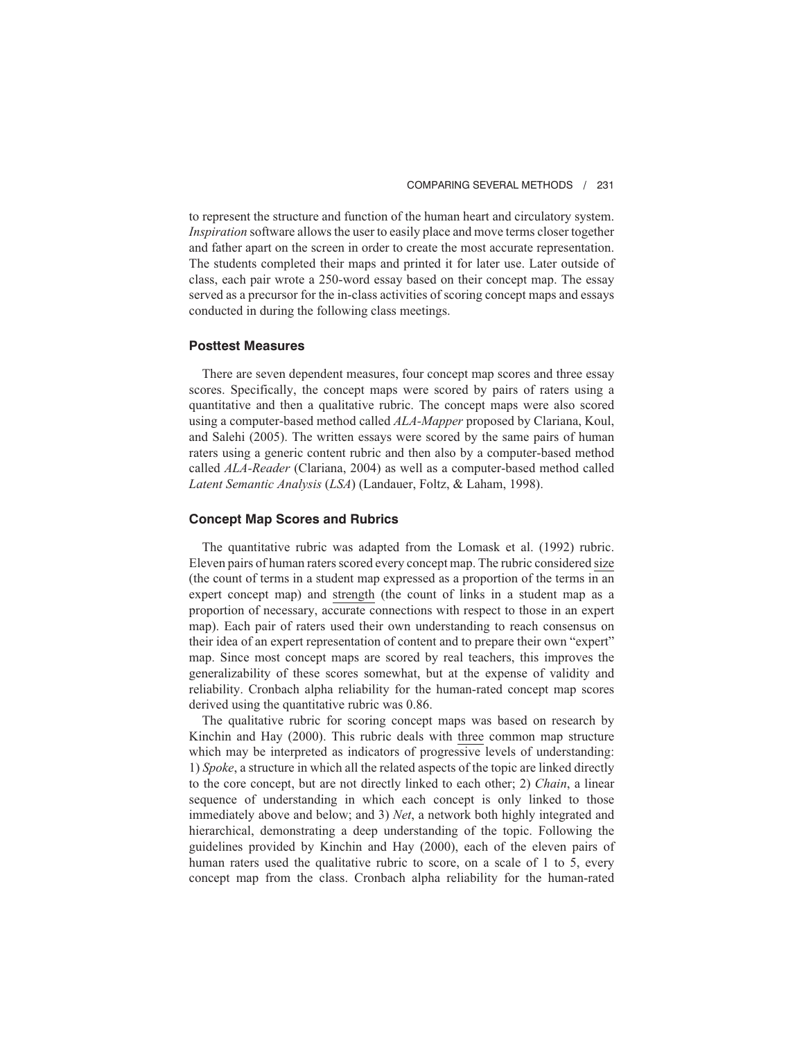to represent the structure and function of the human heart and circulatory system. *Inspiration* software allows the user to easily place and move terms closer together and father apart on the screen in order to create the most accurate representation. The students completed their maps and printed it for later use. Later outside of class, each pair wrote a 250-word essay based on their concept map. The essay served as a precursor for the in-class activities of scoring concept maps and essays conducted in during the following class meetings.

### Posttest Measures

There are seven dependent measures, four concept map scores and three essay scores. Specifically, the concept maps were scored by pairs of raters using a quantitative and then a qualitative rubric. The concept maps were also scored using a computer-based method called *ALA-Mapper* proposed by Clariana, Koul, and Salehi (2005). The written essays were scored by the same pairs of human raters using a generic content rubric and then also by a computer-based method called *ALA-Reader* (Clariana, 2004) as well as a computer-based method called *Latent Semantic Analysis* (*LSA*) (Landauer, Foltz, & Laham, 1998).

### Concept Map Scores and Rubrics

The quantitative rubric was adapted from the Lomask et al. (1992) rubric. Eleven pairs of human raters scored every concept map. The rubric considered size (the count of terms in a student map expressed as a proportion of the terms in an expert concept map) and strength (the count of links in a student map as a proportion of necessary, accurate connections with respect to those in an expert map). Each pair of raters used their own understanding to reach consensus on their idea of an expert representation of content and to prepare their own "expert" map. Since most concept maps are scored by real teachers, this improves the generalizability of these scores somewhat, but at the expense of validity and reliability. Cronbach alpha reliability for the human-rated concept map scores derived using the quantitative rubric was 0.86.

The qualitative rubric for scoring concept maps was based on research by Kinchin and Hay (2000). This rubric deals with three common map structure which may be interpreted as indicators of progressive levels of understanding: 1) *Spoke*, a structure in which all the related aspects of the topic are linked directly to the core concept, but are not directly linked to each other; 2) *Chain*, a linear sequence of understanding in which each concept is only linked to those immediately above and below; and 3) *Net*, a network both highly integrated and hierarchical, demonstrating a deep understanding of the topic. Following the guidelines provided by Kinchin and Hay (2000), each of the eleven pairs of human raters used the qualitative rubric to score, on a scale of 1 to 5, every concept map from the class. Cronbach alpha reliability for the human-rated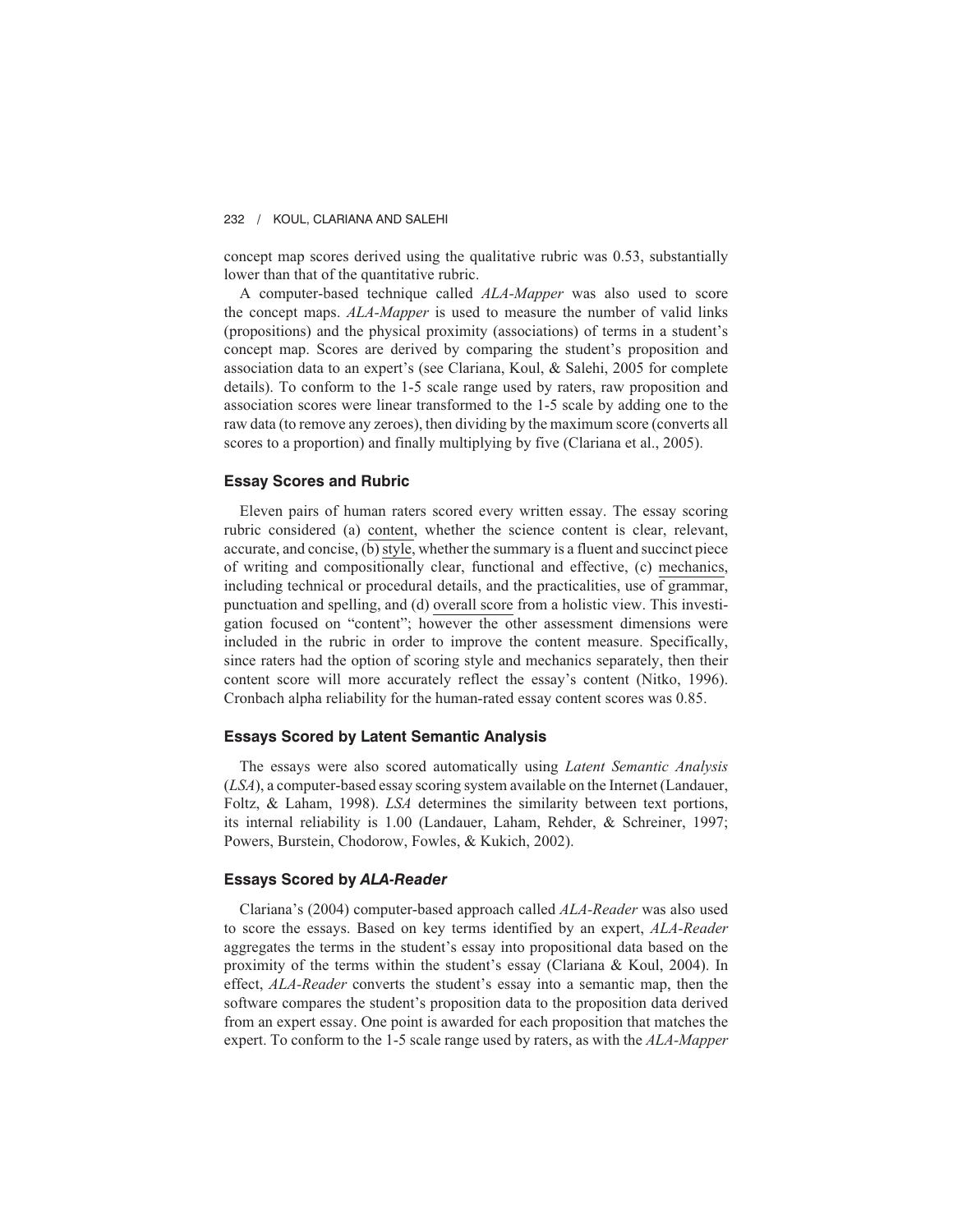concept map scores derived using the qualitative rubric was 0.53, substantially lower than that of the quantitative rubric.

A computer-based technique called *ALA-Mapper* was also used to score the concept maps. *ALA-Mapper* is used to measure the number of valid links (propositions) and the physical proximity (associations) of terms in a student's concept map. Scores are derived by comparing the student's proposition and association data to an expert's (see Clariana, Koul, & Salehi, 2005 for complete details). To conform to the 1-5 scale range used by raters, raw proposition and association scores were linear transformed to the 1-5 scale by adding one to the raw data (to remove any zeroes), then dividing by the maximum score (converts all scores to a proportion) and finally multiplying by five (Clariana et al., 2005).

### Essay Scores and Rubric

Eleven pairs of human raters scored every written essay. The essay scoring rubric considered (a) content, whether the science content is clear, relevant, accurate, and concise, (b) style, whether the summary is a fluent and succinct piece of writing and compositionally clear, functional and effective, (c) mechanics, including technical or procedural details, and the practicalities, use of grammar, punctuation and spelling, and (d) overall score from a holistic view. This investigation focused on "content"; however the other assessment dimensions were included in the rubric in order to improve the content measure. Specifically, since raters had the option of scoring style and mechanics separately, then their content score will more accurately reflect the essay's content (Nitko, 1996). Cronbach alpha reliability for the human-rated essay content scores was 0.85.

### Essays Scored by Latent Semantic Analysis

The essays were also scored automatically using *Latent Semantic Analysis* (*LSA*), a computer-based essay scoring system available on the Internet (Landauer, Foltz, & Laham, 1998). *LSA* determines the similarity between text portions, its internal reliability is 1.00 (Landauer, Laham, Rehder, & Schreiner, 1997; Powers, Burstein, Chodorow, Fowles, & Kukich, 2002).

### Essays Scored by *ALA-Reader*

Clariana's (2004) computer-based approach called *ALA-Reader* was also used to score the essays. Based on key terms identified by an expert, *ALA-Reader* aggregates the terms in the student's essay into propositional data based on the proximity of the terms within the student's essay (Clariana & Koul, 2004). In effect, *ALA-Reader* converts the student's essay into a semantic map, then the software compares the student's proposition data to the proposition data derived from an expert essay. One point is awarded for each proposition that matches the expert. To conform to the 1-5 scale range used by raters, as with the *ALA-Mapper*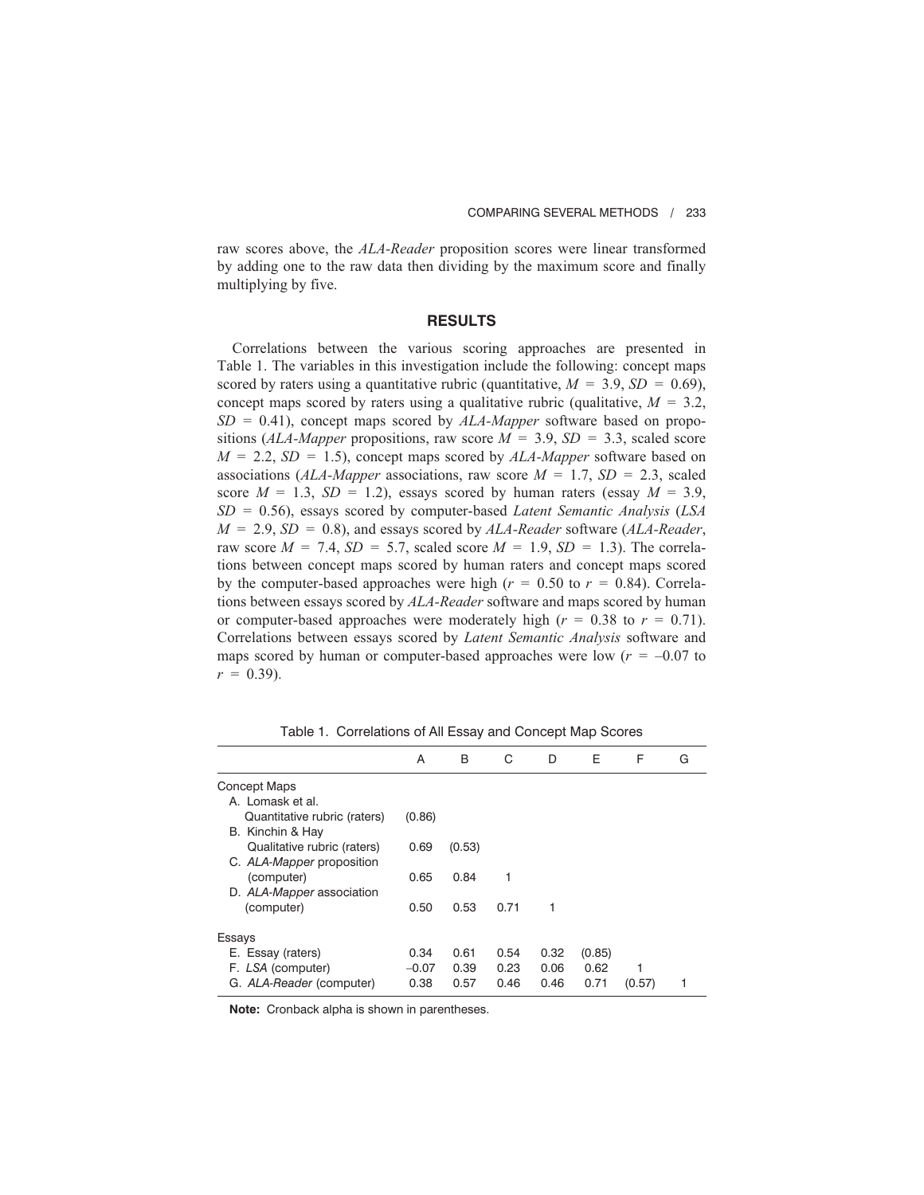raw scores above, the *ALA-Reader* proposition scores were linear transformed by adding one to the raw data then dividing by the maximum score and finally multiplying by five.

## RESULTS

Correlations between the various scoring approaches are presented in Table 1. The variables in this investigation include the following: concept maps scored by raters using a quantitative rubric (quantitative, $M = 3.9$, $SD = 0.69$), concept maps scored by raters using a qualitative rubric (qualitative, $M = 3.2$, $SD = 0.41$), concept maps scored by *ALA-Mapper* software based on propositions (*ALA-Mapper* propositions, raw score $M = 3.9$, $SD = 3.3$, scaled score $M = 2.2$, $SD = 1.5$), concept maps scored by *ALA-Mapper* software based on associations (*ALA-Mapper* associations, raw score $M = 1.7$, $SD = 2.3$, scaled score $M = 1.3$, $SD = 1.2$), essays scored by human raters (essay $M = 3.9$, $SD = 0.56$), essays scored by computer-based *Latent Semantic Analysis* (*LSA* $M = 2.9$, $SD = 0.8$), and essays scored by *ALA-Reader* software (*ALA-Reader*, raw score $M = 7.4$, $SD = 5.7$, scaled score $M = 1.9$, $SD = 1.3$). The correlations between concept maps scored by human raters and concept maps scored by the computer-based approaches were high ($r = 0.50$ to $r = 0.84$). Correlations between essays scored by *ALA-Reader* software and maps scored by human or computer-based approaches were moderately high ($r = 0.38$ to $r = 0.71$). Correlations between essays scored by *Latent Semantic Analysis* software and maps scored by human or computer-based approaches were low ($r = –0.07$ to $r = 0.39$).

Table 1. Correlations of All Essay and Concept Map Scores

| | A | B | C | D | E | F | G |
|---|---|---|---|---|---|---|---|
| Concept Maps | | | | | | | |
| A. Lomask et al. Quantitative rubric (raters) | (0.86) | | | | | | |
| B. Kinchin & Hay Qualitative rubric (raters) | 0.69 | (0.53) | | | | | |
| C. *ALA-Mapper* proposition (computer) | 0.65 | 0.84 | 1 | | | | |
| D. *ALA-Mapper* association (computer) | 0.50 | 0.53 | 0.71 | 1 | | | |
| Essays | | | | | | | |
| E. Essay (raters) | 0.34 | 0.61 | 0.54 | 0.32 | (0.85) | | |
| F. *LSA* (computer) | –0.07 | 0.39 | 0.23 | 0.06 | 0.62 | 1 | |
| G. *ALA-Reader* (computer) | 0.38 | 0.57 | 0.46 | 0.46 | 0.71 | (0.57) | 1 |

**Note:** Cronback alpha is shown in parentheses.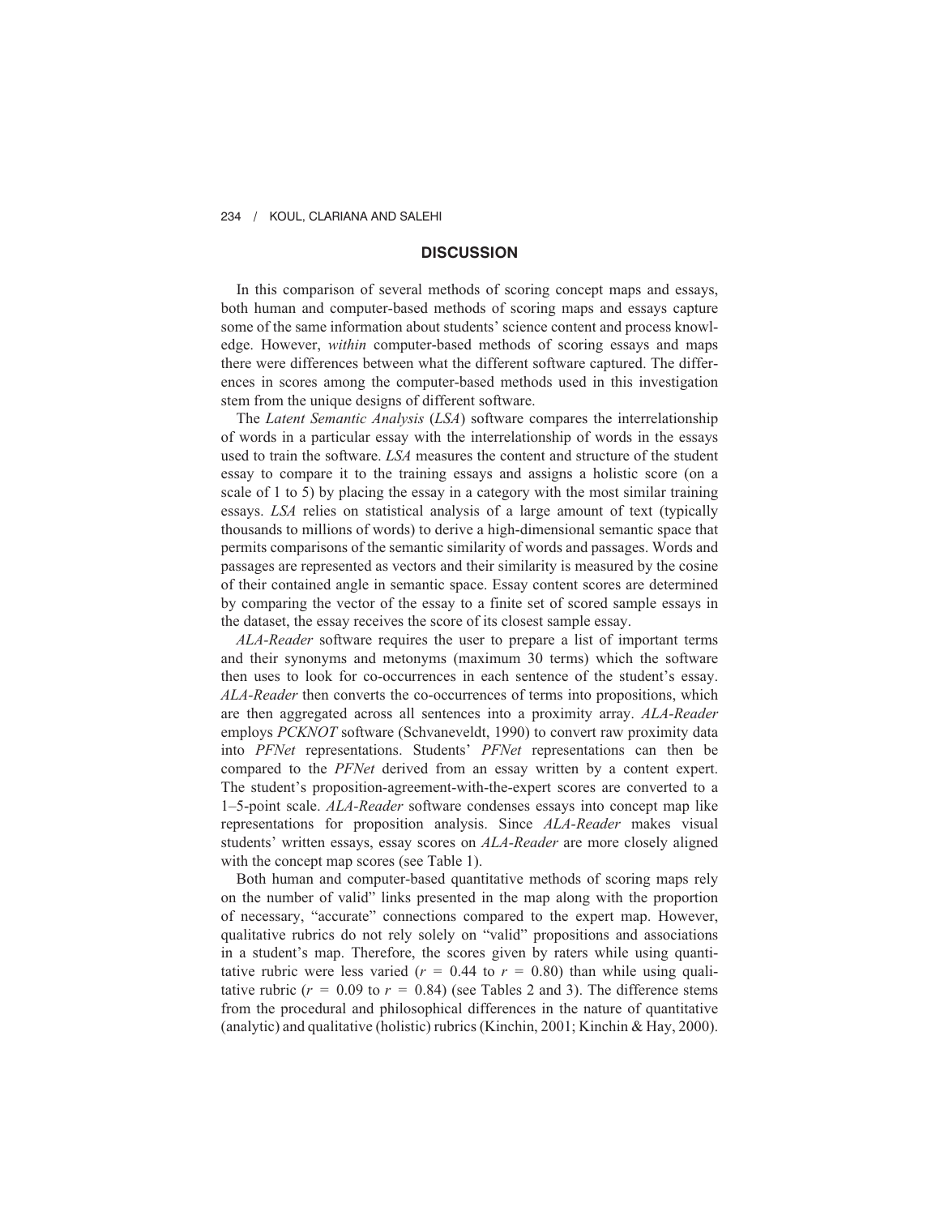## DISCUSSION

In this comparison of several methods of scoring concept maps and essays, both human and computer-based methods of scoring maps and essays capture some of the same information about students' science content and process knowledge. However, *within* computer-based methods of scoring essays and maps there were differences between what the different software captured. The differences in scores among the computer-based methods used in this investigation stem from the unique designs of different software.

The *Latent Semantic Analysis* (*LSA*) software compares the interrelationship of words in a particular essay with the interrelationship of words in the essays used to train the software. *LSA* measures the content and structure of the student essay to compare it to the training essays and assigns a holistic score (on a scale of 1 to 5) by placing the essay in a category with the most similar training essays. *LSA* relies on statistical analysis of a large amount of text (typically thousands to millions of words) to derive a high-dimensional semantic space that permits comparisons of the semantic similarity of words and passages. Words and passages are represented as vectors and their similarity is measured by the cosine of their contained angle in semantic space. Essay content scores are determined by comparing the vector of the essay to a finite set of scored sample essays in the dataset, the essay receives the score of its closest sample essay.

*ALA-Reader* software requires the user to prepare a list of important terms and their synonyms and metonyms (maximum 30 terms) which the software then uses to look for co-occurrences in each sentence of the student's essay. *ALA-Reader* then converts the co-occurrences of terms into propositions, which are then aggregated across all sentences into a proximity array. *ALA-Reader* employs *PCKNOT* software (Schvaneveldt, 1990) to convert raw proximity data into *PFNet* representations. Students' *PFNet* representations can then be compared to the *PFNet* derived from an essay written by a content expert. The student's proposition-agreement-with-the-expert scores are converted to a 1–5-point scale. *ALA-Reader* software condenses essays into concept map like representations for proposition analysis. Since *ALA-Reader* makes visual students' written essays, essay scores on *ALA-Reader* are more closely aligned with the concept map scores (see Table 1).

Both human and computer-based quantitative methods of scoring maps rely on the number of valid" links presented in the map along with the proportion of necessary, "accurate" connections compared to the expert map. However, qualitative rubrics do not rely solely on "valid" propositions and associations in a student's map. Therefore, the scores given by raters while using quantitative rubric were less varied ($r = 0.44$ to $r = 0.80$) than while using qualitative rubric ($r = 0.09$ to $r = 0.84$) (see Tables 2 and 3). The difference stems from the procedural and philosophical differences in the nature of quantitative (analytic) and qualitative (holistic) rubrics (Kinchin, 2001; Kinchin & Hay, 2000).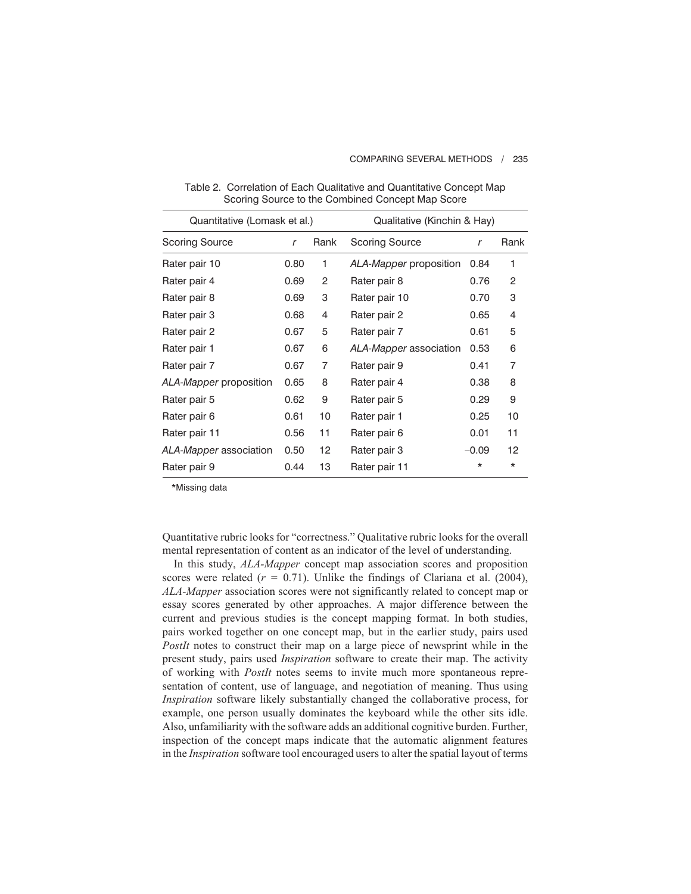Table 2. Correlation of Each Qualitative and Quantitative Concept Map Scoring Source to the Combined Concept Map Score

| Quantitative (Lomask et al.) | | | Qualitative (Kinchin & Hay) | | |
|---|---|---|---|---|---|
| Scoring Source | *r* | Rank | Scoring Source | *r* | Rank |
| Rater pair 10 | 0.80 | 1 | *ALA-Mapper* proposition | 0.84 | 1 |
| Rater pair 4 | 0.69 | 2 | Rater pair 8 | 0.76 | 2 |
| Rater pair 8 | 0.69 | 3 | Rater pair 10 | 0.70 | 3 |
| Rater pair 3 | 0.68 | 4 | Rater pair 2 | 0.65 | 4 |
| Rater pair 2 | 0.67 | 5 | Rater pair 7 | 0.61 | 5 |
| Rater pair 1 | 0.67 | 6 | *ALA-Mapper* association | 0.53 | 6 |
| Rater pair 7 | 0.67 | 7 | Rater pair 9 | 0.41 | 7 |
| *ALA-Mapper* proposition | 0.65 | 8 | Rater pair 4 | 0.38 | 8 |
| Rater pair 5 | 0.62 | 9 | Rater pair 5 | 0.29 | 9 |
| Rater pair 6 | 0.61 | 10 | Rater pair 1 | 0.25 | 10 |
| Rater pair 11 | 0.56 | 11 | Rater pair 6 | 0.01 | 11 |
| *ALA-Mapper* association | 0.50 | 12 | Rater pair 3 | –0.09 | 12 |
| Rater pair 9 | 0.44 | 13 | Rater pair 11 | * | * |

*Missing data

Quantitative rubric looks for "correctness." Qualitative rubric looks for the overall mental representation of content as an indicator of the level of understanding.

In this study, *ALA-Mapper* concept map association scores and proposition scores were related ($r = 0.71$). Unlike the findings of Clariana et al. (2004), *ALA-Mapper* association scores were not significantly related to concept map or essay scores generated by other approaches. A major difference between the current and previous studies is the concept mapping format. In both studies, pairs worked together on one concept map, but in the earlier study, pairs used *PostIt* notes to construct their map on a large piece of newsprint while in the present study, pairs used *Inspiration* software to create their map. The activity of working with *PostIt* notes seems to invite much more spontaneous representation of content, use of language, and negotiation of meaning. Thus using *Inspiration* software likely substantially changed the collaborative process, for example, one person usually dominates the keyboard while the other sits idle. Also, unfamiliarity with the software adds an additional cognitive burden. Further, inspection of the concept maps indicate that the automatic alignment features in the *Inspiration* software tool encouraged users to alter the spatial layout of terms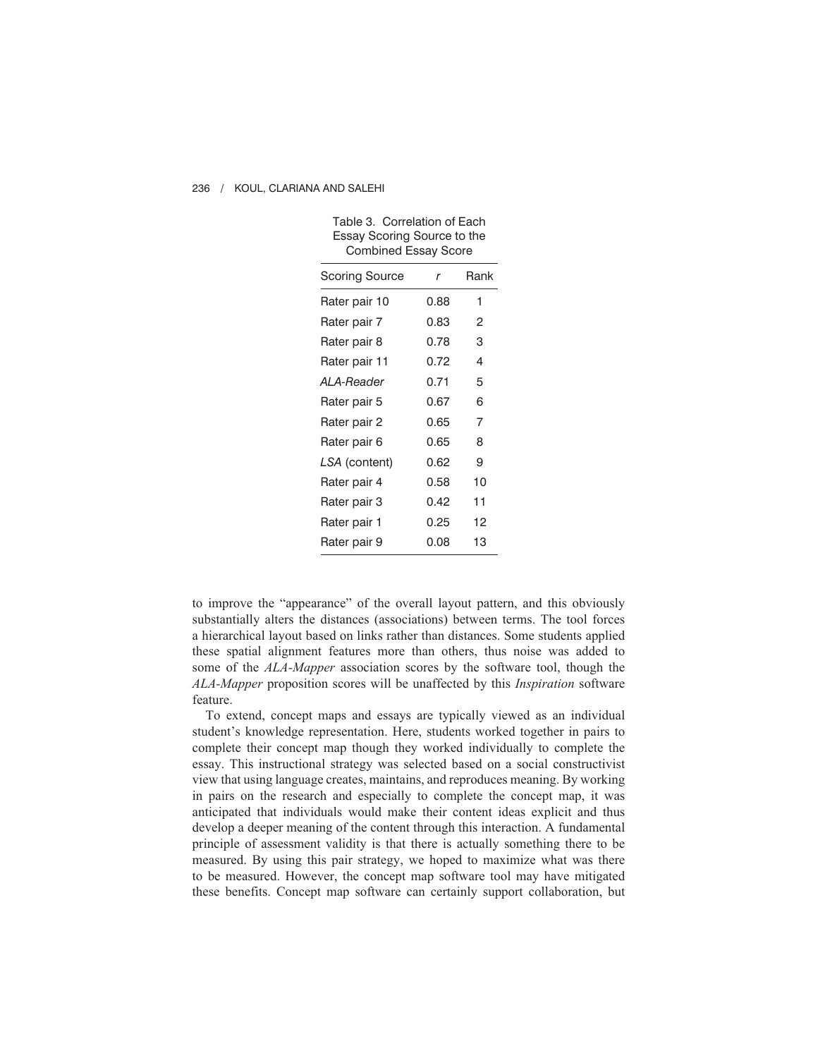Table 3. Correlation of Each Essay Scoring Source to the Combined Essay Score

| Scoring Source | *r* | Rank |
|---|---|---|
| Rater pair 10 | 0.88 | 1 |
| Rater pair 7 | 0.83 | 2 |
| Rater pair 8 | 0.78 | 3 |
| Rater pair 11 | 0.72 | 4 |
| *ALA-Reader* | 0.71 | 5 |
| Rater pair 5 | 0.67 | 6 |
| Rater pair 2 | 0.65 | 7 |
| Rater pair 6 | 0.65 | 8 |
| *LSA* (content) | 0.62 | 9 |
| Rater pair 4 | 0.58 | 10 |
| Rater pair 3 | 0.42 | 11 |
| Rater pair 1 | 0.25 | 12 |
| Rater pair 9 | 0.08 | 13 |

to improve the "appearance" of the overall layout pattern, and this obviously substantially alters the distances (associations) between terms. The tool forces a hierarchical layout based on links rather than distances. Some students applied these spatial alignment features more than others, thus noise was added to some of the *ALA-Mapper* association scores by the software tool, though the *ALA-Mapper* proposition scores will be unaffected by this *Inspiration* software feature.

To extend, concept maps and essays are typically viewed as an individual student's knowledge representation. Here, students worked together in pairs to complete their concept map though they worked individually to complete the essay. This instructional strategy was selected based on a social constructivist view that using language creates, maintains, and reproduces meaning. By working in pairs on the research and especially to complete the concept map, it was anticipated that individuals would make their content ideas explicit and thus develop a deeper meaning of the content through this interaction. A fundamental principle of assessment validity is that there is actually something there to be measured. By using this pair strategy, we hoped to maximize what was there to be measured. However, the concept map software tool may have mitigated these benefits. Concept map software can certainly support collaboration, but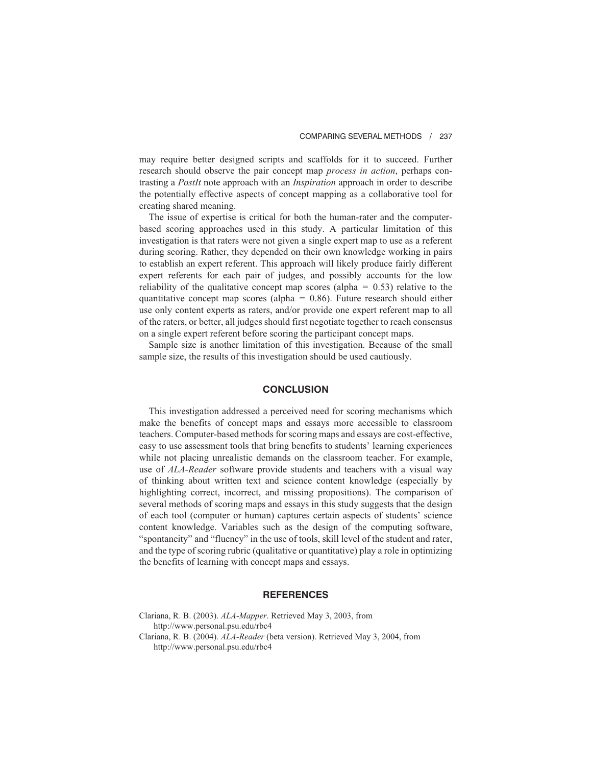may require better designed scripts and scaffolds for it to succeed. Further research should observe the pair concept map *process in action*, perhaps contrasting a *PostIt* note approach with an *Inspiration* approach in order to describe the potentially effective aspects of concept mapping as a collaborative tool for creating shared meaning.

The issue of expertise is critical for both the human-rater and the computer-based scoring approaches used in this study. A particular limitation of this investigation is that raters were not given a single expert map to use as a referent during scoring. Rather, they depended on their own knowledge working in pairs to establish an expert referent. This approach will likely produce fairly different expert referents for each pair of judges, and possibly accounts for the low reliability of the qualitative concept map scores (alpha = 0.53) relative to the quantitative concept map scores (alpha = 0.86). Future research should either use only content experts as raters, and/or provide one expert referent map to all of the raters, or better, all judges should first negotiate together to reach consensus on a single expert referent before scoring the participant concept maps.

Sample size is another limitation of this investigation. Because of the small sample size, the results of this investigation should be used cautiously.

## CONCLUSION

This investigation addressed a perceived need for scoring mechanisms which make the benefits of concept maps and essays more accessible to classroom teachers. Computer-based methods for scoring maps and essays are cost-effective, easy to use assessment tools that bring benefits to students' learning experiences while not placing unrealistic demands on the classroom teacher. For example, use of *ALA-Reader* software provide students and teachers with a visual way of thinking about written text and science content knowledge (especially by highlighting correct, incorrect, and missing propositions). The comparison of several methods of scoring maps and essays in this study suggests that the design of each tool (computer or human) captures certain aspects of students' science content knowledge. Variables such as the design of the computing software, "spontaneity" and "fluency" in the use of tools, skill level of the student and rater, and the type of scoring rubric (qualitative or quantitative) play a role in optimizing the benefits of learning with concept maps and essays.

## REFERENCES

Clariana, R. B. (2003). *ALA-Mapper*. Retrieved May 3, 2003, from http://www.personal.psu.edu/rbc4

Clariana, R. B. (2004). *ALA-Reader* (beta version). Retrieved May 3, 2004, from http://www.personal.psu.edu/rbc4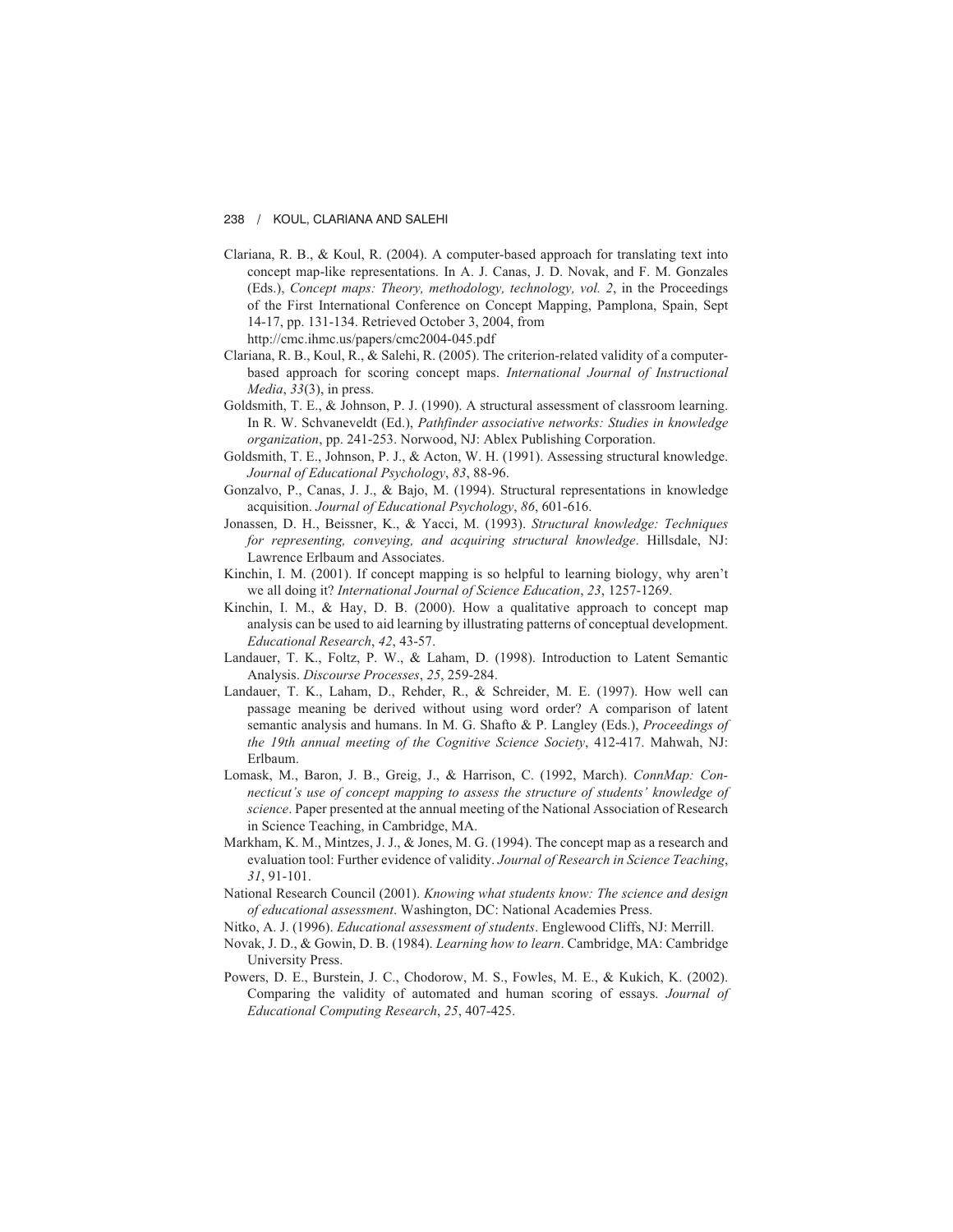Clariana, R. B., & Koul, R. (2004). A computer-based approach for translating text into concept map-like representations. In A. J. Canas, J. D. Novak, and F. M. Gonzales (Eds.), *Concept maps: Theory, methodology, technology, vol. 2*, in the Proceedings of the First International Conference on Concept Mapping, Pamplona, Spain, Sept 14-17, pp. 131-134. Retrieved October 3, 2004, from http://cmc.ihmc.us/papers/cmc2004-045.pdf

Clariana, R. B., Koul, R., & Salehi, R. (2005). The criterion-related validity of a computer-based approach for scoring concept maps. *International Journal of Instructional Media*, *33*(3), in press.

Goldsmith, T. E., & Johnson, P. J. (1990). A structural assessment of classroom learning. In R. W. Schvaneveldt (Ed.), *Pathfinder associative networks: Studies in knowledge organization*, pp. 241-253. Norwood, NJ: Ablex Publishing Corporation.

Goldsmith, T. E., Johnson, P. J., & Acton, W. H. (1991). Assessing structural knowledge. *Journal of Educational Psychology*, *83*, 88-96.

Gonzalvo, P., Canas, J. J., & Bajo, M. (1994). Structural representations in knowledge acquisition. *Journal of Educational Psychology*, *86*, 601-616.

Jonassen, D. H., Beissner, K., & Yacci, M. (1993). *Structural knowledge: Techniques for representing, conveying, and acquiring structural knowledge*. Hillsdale, NJ: Lawrence Erlbaum and Associates.

Kinchin, I. M. (2001). If concept mapping is so helpful to learning biology, why aren't we all doing it? *International Journal of Science Education*, *23*, 1257-1269.

Kinchin, I. M., & Hay, D. B. (2000). How a qualitative approach to concept map analysis can be used to aid learning by illustrating patterns of conceptual development. *Educational Research*, *42*, 43-57.

Landauer, T. K., Foltz, P. W., & Laham, D. (1998). Introduction to Latent Semantic Analysis. *Discourse Processes*, *25*, 259-284.

Landauer, T. K., Laham, D., Rehder, R., & Schreider, M. E. (1997). How well can passage meaning be derived without using word order? A comparison of latent semantic analysis and humans. In M. G. Shafto & P. Langley (Eds.), *Proceedings of the 19th annual meeting of the Cognitive Science Society*, 412-417. Mahwah, NJ: Erlbaum.

Lomask, M., Baron, J. B., Greig, J., & Harrison, C. (1992, March). *ConnMap: Connecticut's use of concept mapping to assess the structure of students' knowledge of science*. Paper presented at the annual meeting of the National Association of Research in Science Teaching, in Cambridge, MA.

Markham, K. M., Mintzes, J. J., & Jones, M. G. (1994). The concept map as a research and evaluation tool: Further evidence of validity. *Journal of Research in Science Teaching*, *31*, 91-101.

National Research Council (2001). *Knowing what students know: The science and design of educational assessment*. Washington, DC: National Academies Press.

Nitko, A. J. (1996). *Educational assessment of students*. Englewood Cliffs, NJ: Merrill.

Novak, J. D., & Gowin, D. B. (1984). *Learning how to learn*. Cambridge, MA: Cambridge University Press.

Powers, D. E., Burstein, J. C., Chodorow, M. S., Fowles, M. E., & Kukich, K. (2002). Comparing the validity of automated and human scoring of essays. *Journal of Educational Computing Research*, *25*, 407-425.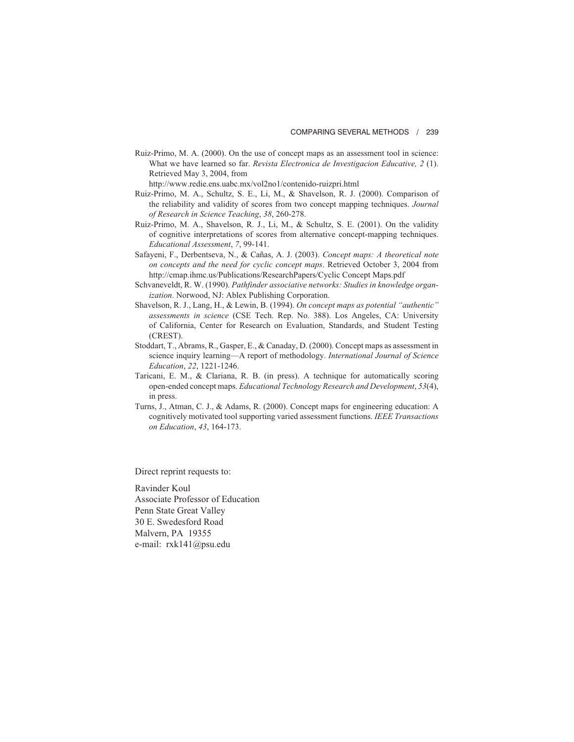Ruiz-Primo, M. A. (2000). On the use of concept maps as an assessment tool in science: What we have learned so far. *Revista Electronica de Investigacion Educative, 2* (1). Retrieved May 3, 2004, from http://www.redie.ens.uabc.mx/vol2no1/contenido-ruizpri.html

Ruiz-Primo, M. A., Schultz, S. E., Li, M., & Shavelson, R. J. (2000). Comparison of the reliability and validity of scores from two concept mapping techniques. *Journal of Research in Science Teaching*, *38*, 260-278.

Ruiz-Primo, M. A., Shavelson, R. J., Li, M., & Schultz, S. E. (2001). On the validity of cognitive interpretations of scores from alternative concept-mapping techniques. *Educational Assessment*, *7*, 99-141.

Safayeni, F., Derbentseva, N., & Cañas, A. J. (2003). *Concept maps: A theoretical note on concepts and the need for cyclic concept maps*. Retrieved October 3, 2004 from http://cmap.ihmc.us/Publications/ResearchPapers/Cyclic Concept Maps.pdf

Schvaneveldt, R. W. (1990). *Pathfinder associative networks: Studies in knowledge organization*. Norwood, NJ: Ablex Publishing Corporation.

Shavelson, R. J., Lang, H., & Lewin, B. (1994). *On concept maps as potential "authentic" assessments in science* (CSE Tech. Rep. No. 388). Los Angeles, CA: University of California, Center for Research on Evaluation, Standards, and Student Testing (CREST).

Stoddart, T., Abrams, R., Gasper, E., & Canaday, D. (2000). Concept maps as assessment in science inquiry learning—A report of methodology. *International Journal of Science Education*, *22*, 1221-1246.

Taricani, E. M., & Clariana, R. B. (in press). A technique for automatically scoring open-ended concept maps. *Educational Technology Research and Development*, *53*(4), in press.

Turns, J., Atman, C. J., & Adams, R. (2000). Concept maps for engineering education: A cognitively motivated tool supporting varied assessment functions. *IEEE Transactions on Education*, *43*, 164-173.

Direct reprint requests to:

Ravinder Koul
Associate Professor of Education
Penn State Great Valley
30 E. Swedesford Road
Malvern, PA 19355
e-mail: rxk141@psu.edu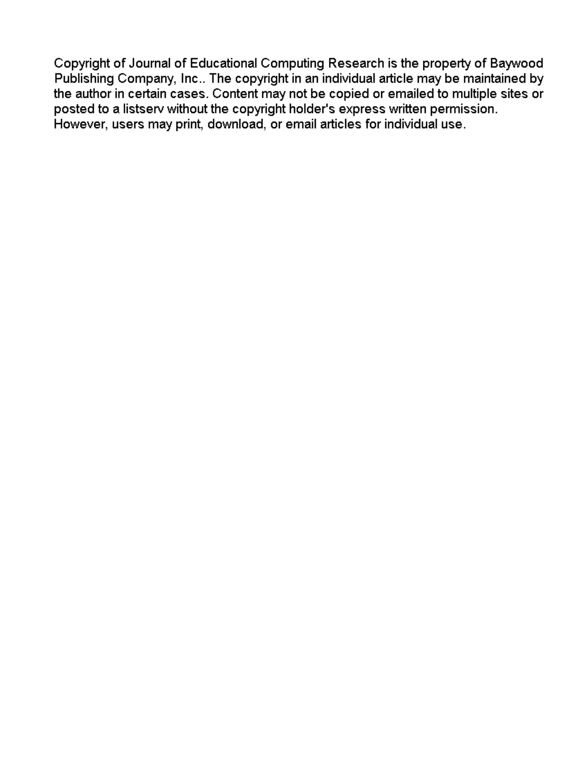Copyright of Journal of Educational Computing Research is the property of Baywood Publishing Company, Inc.. The copyright in an individual article may be maintained by the author in certain cases. Content may not be copied or emailed to multiple sites or posted to a listserv without the copyright holder's express written permission. However, users may print, download, or email articles for individual use.